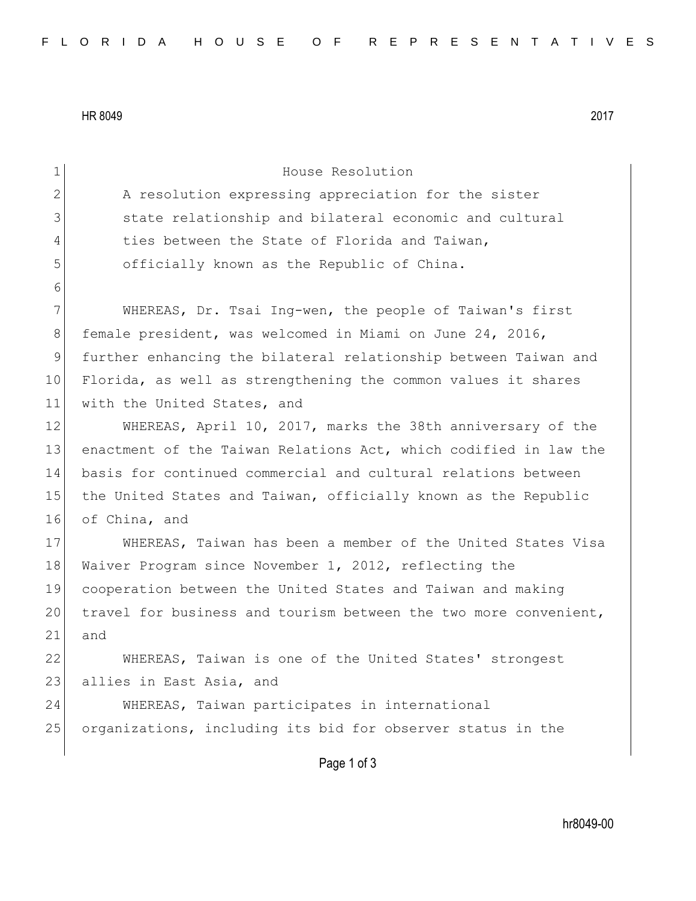HR 8049 2017

# House Resolution

A resolution expressing appreciation for the sister state relationship and bilateral economic and cultural ties between the State of Florida and Taiwan, officially known as the Republic of China.

WHEREAS, Dr. Tsai Ing-wen, the people of Taiwan's first female president, was welcomed in Miami on June 24, 2016, further enhancing the bilateral relationship between Taiwan and Florida, as well as strengthening the common values it shares with the United States, and

WHEREAS, April 10, 2017, marks the 38th anniversary of the enactment of the Taiwan Relations Act, which codified in law the basis for continued commercial and cultural relations between the United States and Taiwan, officially known as the Republic of China, and

WHEREAS, Taiwan has been a member of the United States Visa Waiver Program since November 1, 2012, reflecting the cooperation between the United States and Taiwan and making travel for business and tourism between the two more convenient, and

WHEREAS, Taiwan is one of the United States' strongest allies in East Asia, and

WHEREAS, Taiwan participates in international organizations, including its bid for observer status in the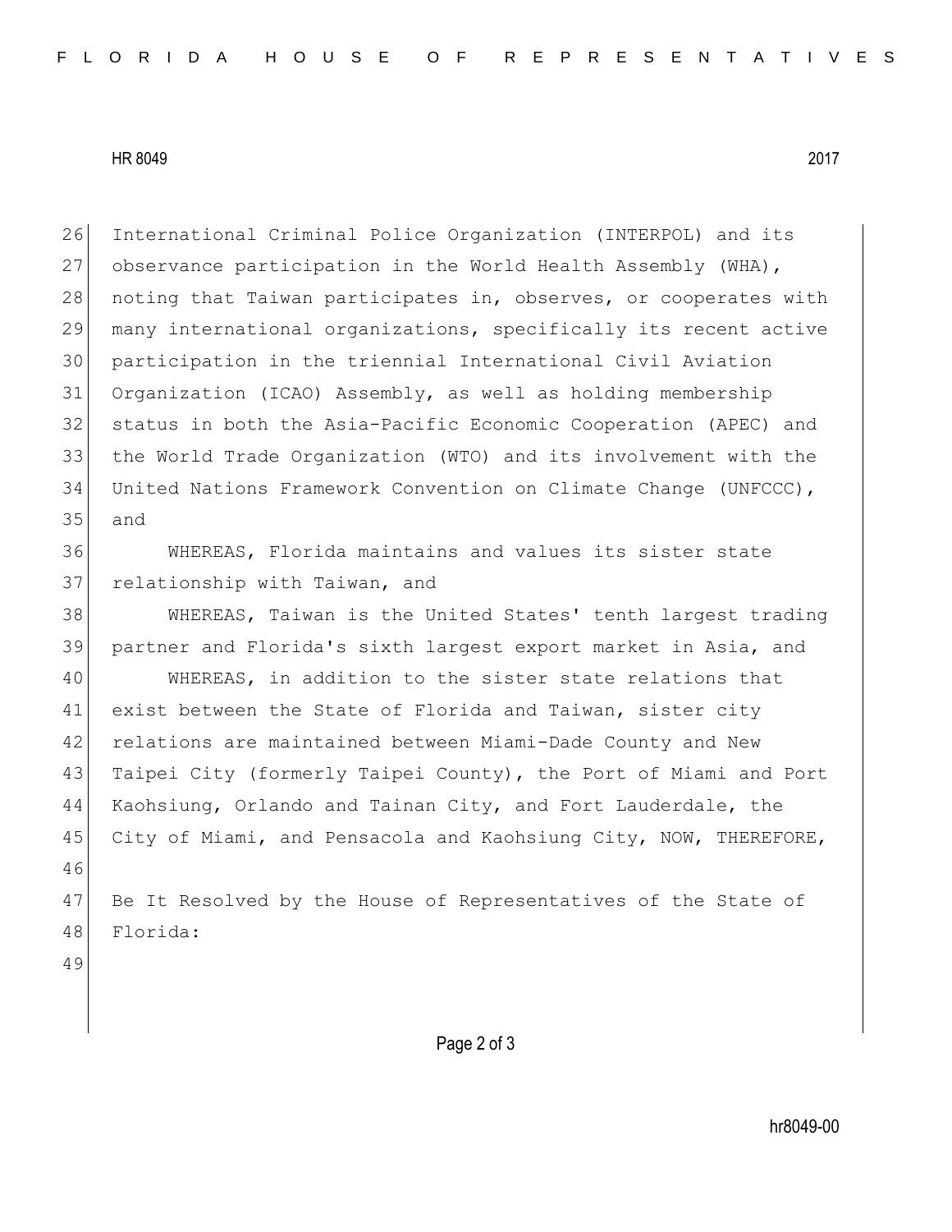International Criminal Police Organization (INTERPOL) and its observance participation in the World Health Assembly (WHA), noting that Taiwan participates in, observes, or cooperates with many international organizations, specifically its recent active participation in the triennial International Civil Aviation Organization (ICAO) Assembly, as well as holding membership status in both the Asia-Pacific Economic Cooperation (APEC) and the World Trade Organization (WTO) and its involvement with the United Nations Framework Convention on Climate Change (UNFCCC), and

WHEREAS, Florida maintains and values its sister state relationship with Taiwan, and

WHEREAS, Taiwan is the United States' tenth largest trading partner and Florida's sixth largest export market in Asia, and

WHEREAS, in addition to the sister state relations that exist between the State of Florida and Taiwan, sister city relations are maintained between Miami-Dade County and New Taipei City (formerly Taipei County), the Port of Miami and Port Kaohsiung, Orlando and Tainan City, and Fort Lauderdale, the City of Miami, and Pensacola and Kaohsiung City, NOW, THEREFORE,

Be It Resolved by the House of Representatives of the State of Florida: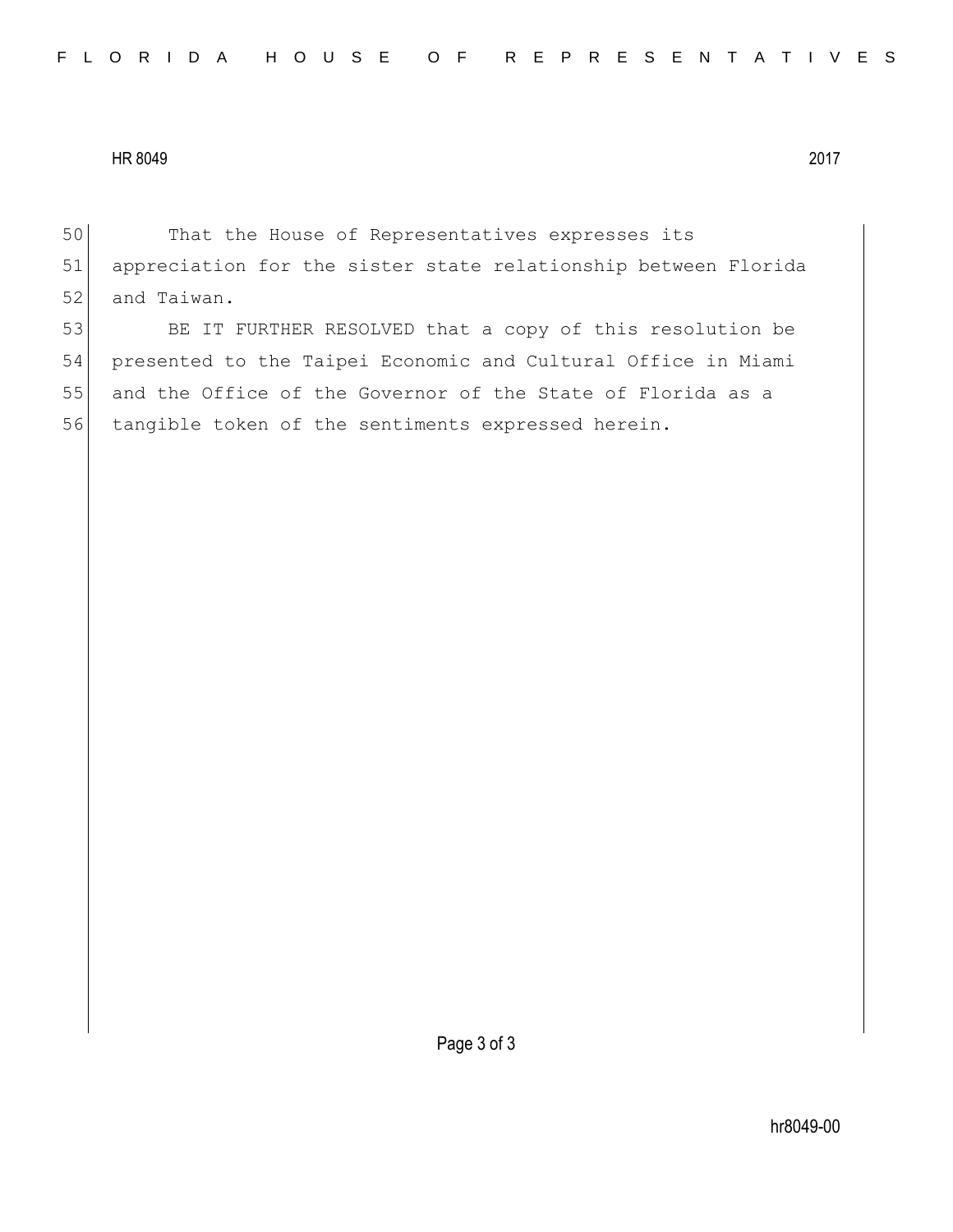That the House of Representatives expresses its appreciation for the sister state relationship between Florida and Taiwan.

BE IT FURTHER RESOLVED that a copy of this resolution be presented to the Taipei Economic and Cultural Office in Miami and the Office of the Governor of the State of Florida as a tangible token of the sentiments expressed herein.